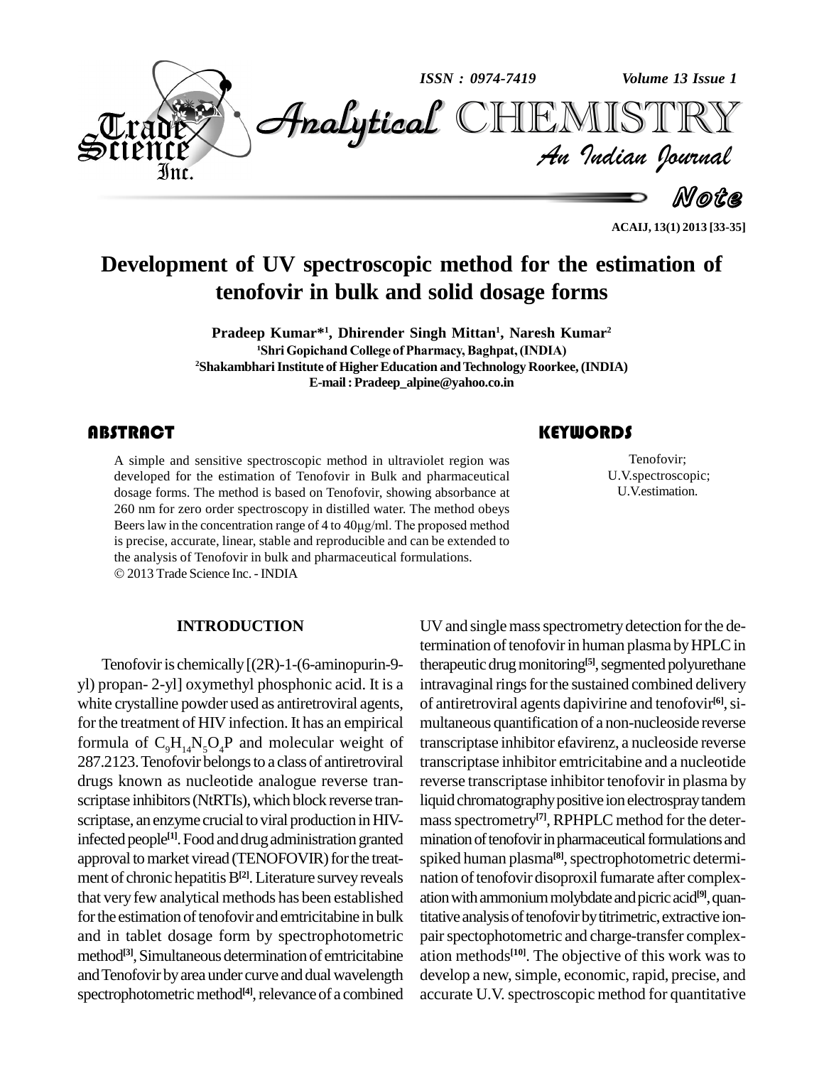Note

# Development of UV spectroscopic method for the estimation of tenofovir in bulk and solid dosage forms

**Pradeep Kumar*[1], Dhirender Singh Mittan[1], Naresh Kumar[2]**

[1]Shri Gopichand College of Pharmacy, Baghpat, (INDIA)

[2]Shakambhari Institute of Higher Education and Technology Roorkee, (INDIA)

E-mail : Pradeep_alpine@yahoo.co.in

## ABSTRACT

A simple and sensitive spectroscopic method in ultraviolet region was developed for the estimation of Tenofovir in Bulk and pharmaceutical dosage forms. The method is based on Tenofovir, showing absorbance at 260 nm for zero order spectroscopy in distilled water. The method obeys Beers law in the concentration range of 4 to 40μg/ml. The proposed method is precise, accurate, linear, stable and reproducible and can be extended to the analysis of Tenofovir in bulk and pharmaceutical formulations.

© 2013 Trade Science Inc. - INDIA

## KEYWORDS

Tenofovir;
U.V.spectroscopic;
U.V.estimation.

## INTRODUCTION

Tenofovir is chemically [(2R)-1-(6-aminopurin-9-yl) propan- 2-yl] oxymethyl phosphonic acid. It is a white crystalline powder used as antiretroviral agents, for the treatment of HIV infection. It has an empirical formula of $C_9H_{14}N_5O_4P$ and molecular weight of 287.2123. Tenofovir belongs to a class of antiretroviral drugs known as nucleotide analogue reverse transcriptase inhibitors (NtRTIs), which block reverse transcriptase, an enzyme crucial to viral production in HIV-infected people[1]. Food and drug administration granted approval to market viread (TENOFOVIR) for the treatment of chronic hepatitis B[2]. Literature survey reveals that very few analytical methods has been established for the estimation of tenofovir and emtricitabine in bulk and in tablet dosage form by spectrophotometric method[3], Simultaneous determination of emtricitabine and Tenofovir by area under curve and dual wavelength spectrophotometric method[4], relevance of a combined UV and single mass spectrometry detection for the determination of tenofovir in human plasma by HPLC in therapeutic drug monitoring[5], segmented polyurethane intravaginal rings for the sustained combined delivery of antiretroviral agents dapivirine and tenofovir[6], simultaneous quantification of a non-nucleoside reverse transcriptase inhibitor efavirenz, a nucleoside reverse transcriptase inhibitor emtricitabine and a nucleotide reverse transcriptase inhibitor tenofovir in plasma by liquid chromatography positive ion electrospray tandem mass spectrometry[7], RPHPLC method for the determination of tenofovir in pharmaceutical formulations and spiked human plasma[8], spectrophotometric determination of tenofovir disoproxil fumarate after complexation with ammonium molybdate and picric acid[9], quantitative analysis of tenofovir by titrimetric, extractive ion-pair spectophotometric and charge-transfer complexation methods[10]. The objective of this work was to develop a new, simple, economic, rapid, precise, and accurate U.V. spectroscopic method for quantitative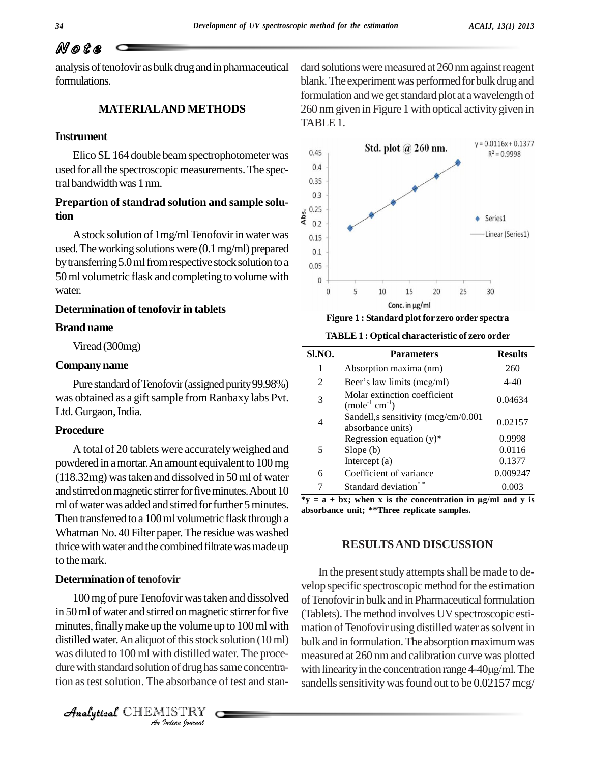analysis of tenofovir as bulk drug and in pharmaceutical formulations.

## MATERIAL AND METHODS

### Instrument

Elico SL 164 double beam spectrophotometer was used for all the spectroscopic measurements. The spectral bandwidth was 1 nm.

### Prepartion of standrad solution and sample solution

A stock solution of 1mg/ml Tenofovir in water was used. The working solutions were (0.1 mg/ml) prepared by transferring 5.0 ml from respective stock solution to a 50 ml volumetric flask and completing to volume with water.

### Determination of tenofovir in tablets

### Brand name

Viread (300mg)

### Company name

Pure standard of Tenofovir (assigned purity 99.98%) was obtained as a gift sample from Ranbaxy labs Pvt. Ltd. Gurgaon, India.

### Procedure

A total of 20 tablets were accurately weighed and powdered in a mortar. An amount equivalent to 100 mg (118.32mg) was taken and dissolved in 50 ml of water and stirred on magnetic stirrer for five minutes. About 10 ml of water was added and stirred for further 5 minutes. Then transferred to a 100 ml volumetric flask through a Whatman No. 40 Filter paper. The residue was washed thrice with water and the combined filtrate was made up to the mark.

### Determination of tenofovir

100 mg of pure Tenofovir was taken and dissolved in 50 ml of water and stirred on magnetic stirrer for five minutes, finally make up the volume up to 100 ml with distilled water. An aliquot of this stock solution (10 ml) was diluted to 100 ml with distilled water. The procedure with standard solution of drug has same concentration as test solution. The absorbance of test and standard solutions were measured at 260 nm against reagent blank. The experiment was performed for bulk drug and formulation and we get standard plot at a wavelength of 260 nm given in Figure 1 with optical activity given in TABLE 1.

**Figure 1 : Standard plot for zero order spectra**

**TABLE 1 : Optical characteristic of zero order**

| Sl.NO. | Parameters | Results |
|---|---|---|
| 1 | Absorption maxima (nm) | 260 |
| 2 | Beer's law limits (mcg/ml) | 4-40 |
| 3 | Molar extinction coefficient (mole$^{-1}$ cm$^{-1}$) | 0.04634 |
| 4 | Sandell,s sensitivity (mcg/cm/0.001 absorbance units) | 0.02157 |
| 5 | Regression equation (y)* | 0.9998 |
| | Slope (b) | 0.0116 |
| | Intercept (a) | 0.1377 |
| 6 | Coefficient of variance | 0.009247 |
| 7 | Standard deviation** | 0.003 |

***y = a + bx; when x is the concentration in µg/ml and y is absorbance unit; **Three replicate samples.**

## RESULTS AND DISCUSSION

In the present study attempts shall be made to develop specific spectroscopic method for the estimation of Tenofovir in bulk and in Pharmaceutical formulation (Tablets). The method involves UV spectroscopic estimation of Tenofovir using distilled water as solvent in bulk and in formulation. The absorption maximum was measured at 260 nm and calibration curve was plotted with linearity in the concentration range 4-40µg/ml. The sandells sensitivity was found out to be 0.02157 mcg/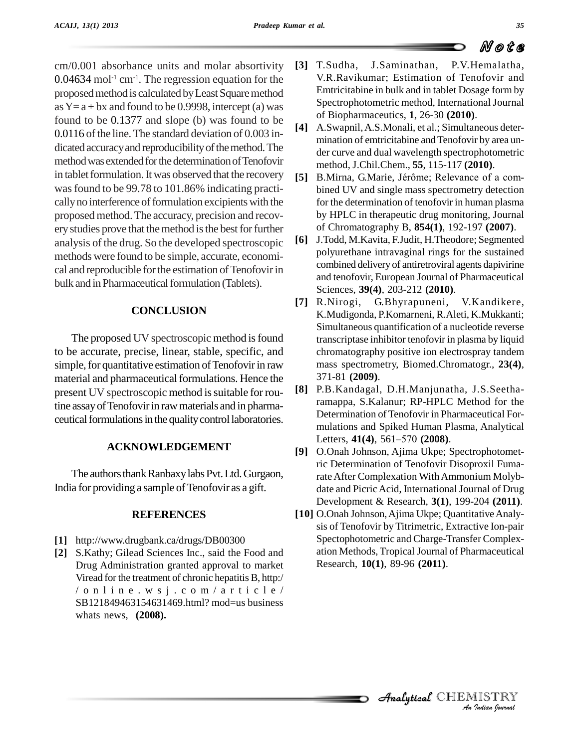cm/0.001 absorbance units and molar absorptivity 0.04634 $mol^{-1}$ $cm^{-1}$. The regression equation for the proposed method is calculated by Least Square method as Y= a + bx and found to be 0.9998, intercept (a) was found to be 0.1377 and slope (b) was found to be 0.0116 of the line. The standard deviation of 0.003 indicated accuracy and reproducibility of the method. The method was extended for the determination of Tenofovir in tablet formulation. It was observed that the recovery was found to be 99.78 to 101.86% indicating practically no interference of formulation excipients with the proposed method. The accuracy, precision and recovery studies prove that the method is the best for further analysis of the drug. So the developed spectroscopic methods were found to be simple, accurate, economical and reproducible for the estimation of Tenofovir in bulk and in Pharmaceutical formulation (Tablets).

## CONCLUSION

The proposed UV spectroscopic method is found to be accurate, precise, linear, stable, specific, and simple, for quantitative estimation of Tenofovir in raw material and pharmaceutical formulations. Hence the present UV spectroscopic method is suitable for routine assay of Tenofovir in raw materials and in pharmaceutical formulations in the quality control laboratories.

## ACKNOWLEDGEMENT

The authors thank Ranbaxy labs Pvt. Ltd. Gurgaon, India for providing a sample of Tenofovir as a gift.

## REFERENCES

[1] http://www.drugbank.ca/drugs/DB00300

[2] S.Kathy; Gilead Sciences Inc., said the Food and Drug Administration granted approval to market Viread for the treatment of chronic hepatitis B, http://online.wsj.com/article/SB121849463154631469.html? mod=us business whats news, **(2008).**

[3] T.Sudha, J.Saminathan, P.V.Hemalatha, V.R.Ravikumar; Estimation of Tenofovir and Emtricitabine in bulk and in tablet Dosage form by Spectrophotometric method, International Journal of Biopharmaceutics, **1**, 26-30 **(2010)**.

[4] A.Swapnil, A.S.Monali, et al.; Simultaneous determination of emtricitabine and Tenofovir by area under curve and dual wavelength spectrophotometric method, J.Chil.Chem., **55**, 115-117 **(2010)**.

[5] B.Mirna, G.Marie, Jérôme; Relevance of a combined UV and single mass spectrometry detection for the determination of tenofovir in human plasma by HPLC in therapeutic drug monitoring, Journal of Chromatography B, **854(1)**, 192-197 **(2007)**.

[6] J.Todd, M.Kavita, F.Judit, H.Theodore; Segmented polyurethane intravaginal rings for the sustained combined delivery of antiretroviral agents dapivirine and tenofovir, European Journal of Pharmaceutical Sciences, **39(4)**, 203-212 **(2010)**.

[7] R.Nirogi, G.Bhyrapuneni, V.Kandikere, K.Mudigonda, P.Komarneni, R.Aleti, K.Mukkanti; Simultaneous quantification of a nucleotide reverse transcriptase inhibitor tenofovir in plasma by liquid chromatography positive ion electrospray tandem mass spectrometry, Biomed.Chromatogr., **23(4)**, 371-81 **(2009)**.

[8] P.B.Kandagal, D.H.Manjunatha, J.S.Seetharamappa, S.Kalanur; RP-HPLC Method for the Determination of Tenofovir in Pharmaceutical Formulations and Spiked Human Plasma, Analytical Letters, **41(4)**, 561–570 **(2008)**.

[9] O.Onah Johnson, Ajima Ukpe; Spectrophotometric Determination of Tenofovir Disoproxil Fumarate After Complexation With Ammonium Molybdate and Picric Acid, International Journal of Drug Development & Research, **3(1)**, 199-204 **(2011)**.

[10] O.Onah Johnson, Ajima Ukpe; Quantitative Analysis of Tenofovir by Titrimetric, Extractive Ion-pair Spectophotometric and Charge-Transfer Complexation Methods, Tropical Journal of Pharmaceutical Research, **10(1)**, 89-96 **(2011)**.